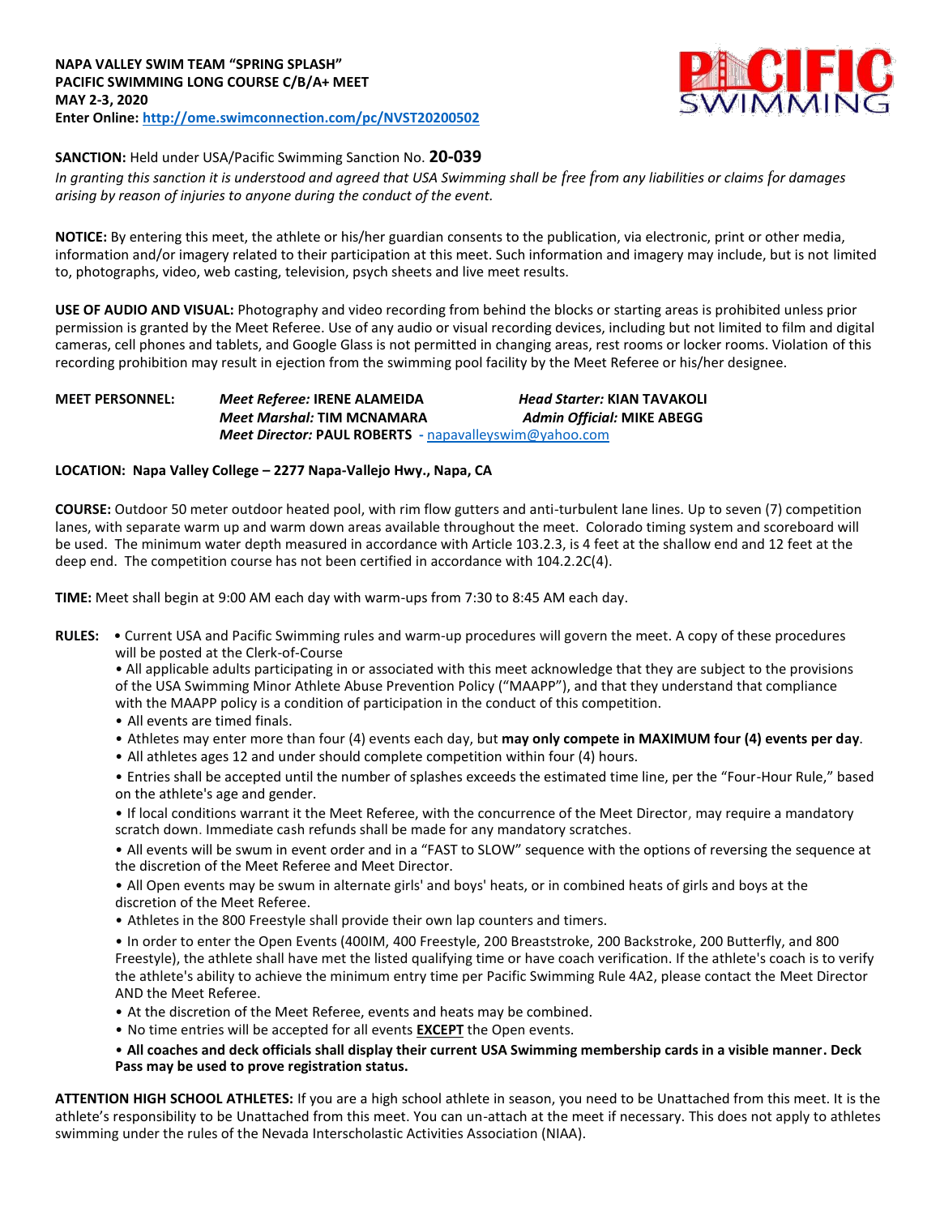**NAPA VALLEY SWIM TEAM "SPRING SPLASH"**
**PACIFIC SWIMMING LONG COURSE C/B/A+ MEET**
**MAY 2-3, 2020**
**Enter Online: http://ome.swimconnection.com/pc/NVST20200502**

**SANCTION:** Held under USA/Pacific Swimming Sanction No. **20-039**

*In granting this sanction it is understood and agreed that USA Swimming shall be free from any liabilities or claims for damages arising by reason of injuries to anyone during the conduct of the event.*

**NOTICE:** By entering this meet, the athlete or his/her guardian consents to the publication, via electronic, print or other media, information and/or imagery related to their participation at this meet. Such information and imagery may include, but is not limited to, photographs, video, web casting, television, psych sheets and live meet results.

**USE OF AUDIO AND VISUAL:** Photography and video recording from behind the blocks or starting areas is prohibited unless prior permission is granted by the Meet Referee. Use of any audio or visual recording devices, including but not limited to film and digital cameras, cell phones and tablets, and Google Glass is not permitted in changing areas, rest rooms or locker rooms. Violation of this recording prohibition may result in ejection from the swimming pool facility by the Meet Referee or his/her designee.

**MEET PERSONNEL:**
*Meet Referee:* **IRENE ALAMEIDA** — *Head Starter:* **KIAN TAVAKOLI**
*Meet Marshal:* **TIM MCNAMARA** — *Admin Official:* **MIKE ABEGG**
*Meet Director:* **PAUL ROBERTS** - napavalleyswim@yahoo.com

**LOCATION: Napa Valley College – 2277 Napa-Vallejo Hwy., Napa, CA**

**COURSE:** Outdoor 50 meter outdoor heated pool, with rim flow gutters and anti-turbulent lane lines. Up to seven (7) competition lanes, with separate warm up and warm down areas available throughout the meet. Colorado timing system and scoreboard will be used. The minimum water depth measured in accordance with Article 103.2.3, is 4 feet at the shallow end and 12 feet at the deep end. The competition course has not been certified in accordance with 104.2.2C(4).

**TIME:** Meet shall begin at 9:00 AM each day with warm-ups from 7:30 to 8:45 AM each day.

**RULES:**

- Current USA and Pacific Swimming rules and warm-up procedures will govern the meet. A copy of these procedures will be posted at the Clerk-of-Course
- All applicable adults participating in or associated with this meet acknowledge that they are subject to the provisions of the USA Swimming Minor Athlete Abuse Prevention Policy ("MAAPP"), and that they understand that compliance with the MAAPP policy is a condition of participation in the conduct of this competition.
- All events are timed finals.
- Athletes may enter more than four (4) events each day, but **may only compete in MAXIMUM four (4) events per day**.
- All athletes ages 12 and under should complete competition within four (4) hours.
- Entries shall be accepted until the number of splashes exceeds the estimated time line, per the "Four-Hour Rule," based on the athlete's age and gender.
- If local conditions warrant it the Meet Referee, with the concurrence of the Meet Director, may require a mandatory scratch down. Immediate cash refunds shall be made for any mandatory scratches.
- All events will be swum in event order and in a "FAST to SLOW" sequence with the options of reversing the sequence at the discretion of the Meet Referee and Meet Director.
- All Open events may be swum in alternate girls' and boys' heats, or in combined heats of girls and boys at the discretion of the Meet Referee.
- Athletes in the 800 Freestyle shall provide their own lap counters and timers.
- In order to enter the Open Events (400IM, 400 Freestyle, 200 Breaststroke, 200 Backstroke, 200 Butterfly, and 800 Freestyle), the athlete shall have met the listed qualifying time or have coach verification. If the athlete's coach is to verify the athlete's ability to achieve the minimum entry time per Pacific Swimming Rule 4A2, please contact the Meet Director AND the Meet Referee.
- At the discretion of the Meet Referee, events and heats may be combined.
- No time entries will be accepted for all events **EXCEPT** the Open events.
- **All coaches and deck officials shall display their current USA Swimming membership cards in a visible manner. Deck Pass may be used to prove registration status.**

**ATTENTION HIGH SCHOOL ATHLETES:** If you are a high school athlete in season, you need to be Unattached from this meet. It is the athlete's responsibility to be Unattached from this meet. You can un-attach at the meet if necessary. This does not apply to athletes swimming under the rules of the Nevada Interscholastic Activities Association (NIAA).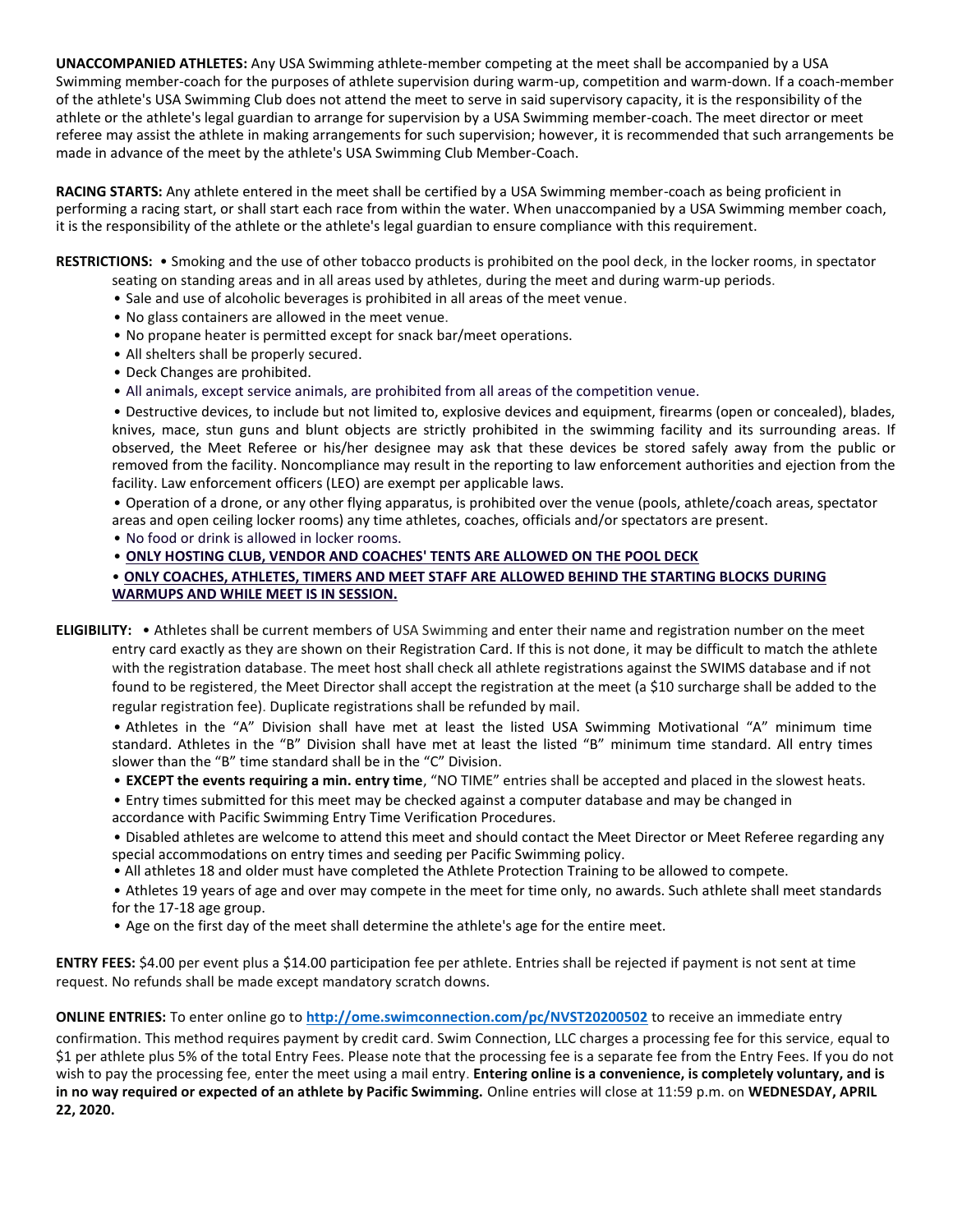**UNACCOMPANIED ATHLETES:** Any USA Swimming athlete-member competing at the meet shall be accompanied by a USA Swimming member-coach for the purposes of athlete supervision during warm-up, competition and warm-down. If a coach-member of the athlete's USA Swimming Club does not attend the meet to serve in said supervisory capacity, it is the responsibility of the athlete or the athlete's legal guardian to arrange for supervision by a USA Swimming member-coach. The meet director or meet referee may assist the athlete in making arrangements for such supervision; however, it is recommended that such arrangements be made in advance of the meet by the athlete's USA Swimming Club Member-Coach.

**RACING STARTS:** Any athlete entered in the meet shall be certified by a USA Swimming member-coach as being proficient in performing a racing start, or shall start each race from within the water. When unaccompanied by a USA Swimming member coach, it is the responsibility of the athlete or the athlete's legal guardian to ensure compliance with this requirement.

**RESTRICTIONS:**

- Smoking and the use of other tobacco products is prohibited on the pool deck, in the locker rooms, in spectator seating on standing areas and in all areas used by athletes, during the meet and during warm-up periods.
- Sale and use of alcoholic beverages is prohibited in all areas of the meet venue.
- No glass containers are allowed in the meet venue.
- No propane heater is permitted except for snack bar/meet operations.
- All shelters shall be properly secured.
- Deck Changes are prohibited.
- All animals, except service animals, are prohibited from all areas of the competition venue.
- Destructive devices, to include but not limited to, explosive devices and equipment, firearms (open or concealed), blades, knives, mace, stun guns and blunt objects are strictly prohibited in the swimming facility and its surrounding areas. If observed, the Meet Referee or his/her designee may ask that these devices be stored safely away from the public or removed from the facility. Noncompliance may result in the reporting to law enforcement authorities and ejection from the facility. Law enforcement officers (LEO) are exempt per applicable laws.
- Operation of a drone, or any other flying apparatus, is prohibited over the venue (pools, athlete/coach areas, spectator areas and open ceiling locker rooms) any time athletes, coaches, officials and/or spectators are present.
- No food or drink is allowed in locker rooms.
- **ONLY HOSTING CLUB, VENDOR AND COACHES' TENTS ARE ALLOWED ON THE POOL DECK**
- **ONLY COACHES, ATHLETES, TIMERS AND MEET STAFF ARE ALLOWED BEHIND THE STARTING BLOCKS DURING WARMUPS AND WHILE MEET IS IN SESSION.**

**ELIGIBILITY:**

- Athletes shall be current members of USA Swimming and enter their name and registration number on the meet entry card exactly as they are shown on their Registration Card. If this is not done, it may be difficult to match the athlete with the registration database. The meet host shall check all athlete registrations against the SWIMS database and if not found to be registered, the Meet Director shall accept the registration at the meet (a $10 surcharge shall be added to the regular registration fee). Duplicate registrations shall be refunded by mail.
- Athletes in the "A" Division shall have met at least the listed USA Swimming Motivational "A" minimum time standard. Athletes in the "B" Division shall have met at least the listed "B" minimum time standard. All entry times slower than the "B" time standard shall be in the "C" Division.
- **EXCEPT the events requiring a min. entry time**, "NO TIME" entries shall be accepted and placed in the slowest heats.
- Entry times submitted for this meet may be checked against a computer database and may be changed in accordance with Pacific Swimming Entry Time Verification Procedures.
- Disabled athletes are welcome to attend this meet and should contact the Meet Director or Meet Referee regarding any special accommodations on entry times and seeding per Pacific Swimming policy.
- All athletes 18 and older must have completed the Athlete Protection Training to be allowed to compete.
- Athletes 19 years of age and over may compete in the meet for time only, no awards. Such athlete shall meet standards for the 17-18 age group.
- Age on the first day of the meet shall determine the athlete's age for the entire meet.

**ENTRY FEES:** $4.00 per event plus a $14.00 participation fee per athlete. Entries shall be rejected if payment is not sent at time request. No refunds shall be made except mandatory scratch downs.

**ONLINE ENTRIES:** To enter online go to **http://ome.swimconnection.com/pc/NVST20200502** to receive an immediate entry confirmation. This method requires payment by credit card. Swim Connection, LLC charges a processing fee for this service, equal to $1 per athlete plus 5% of the total Entry Fees. Please note that the processing fee is a separate fee from the Entry Fees. If you do not wish to pay the processing fee, enter the meet using a mail entry. **Entering online is a convenience, is completely voluntary, and is in no way required or expected of an athlete by Pacific Swimming.** Online entries will close at 11:59 p.m. on **WEDNESDAY, APRIL 22, 2020.**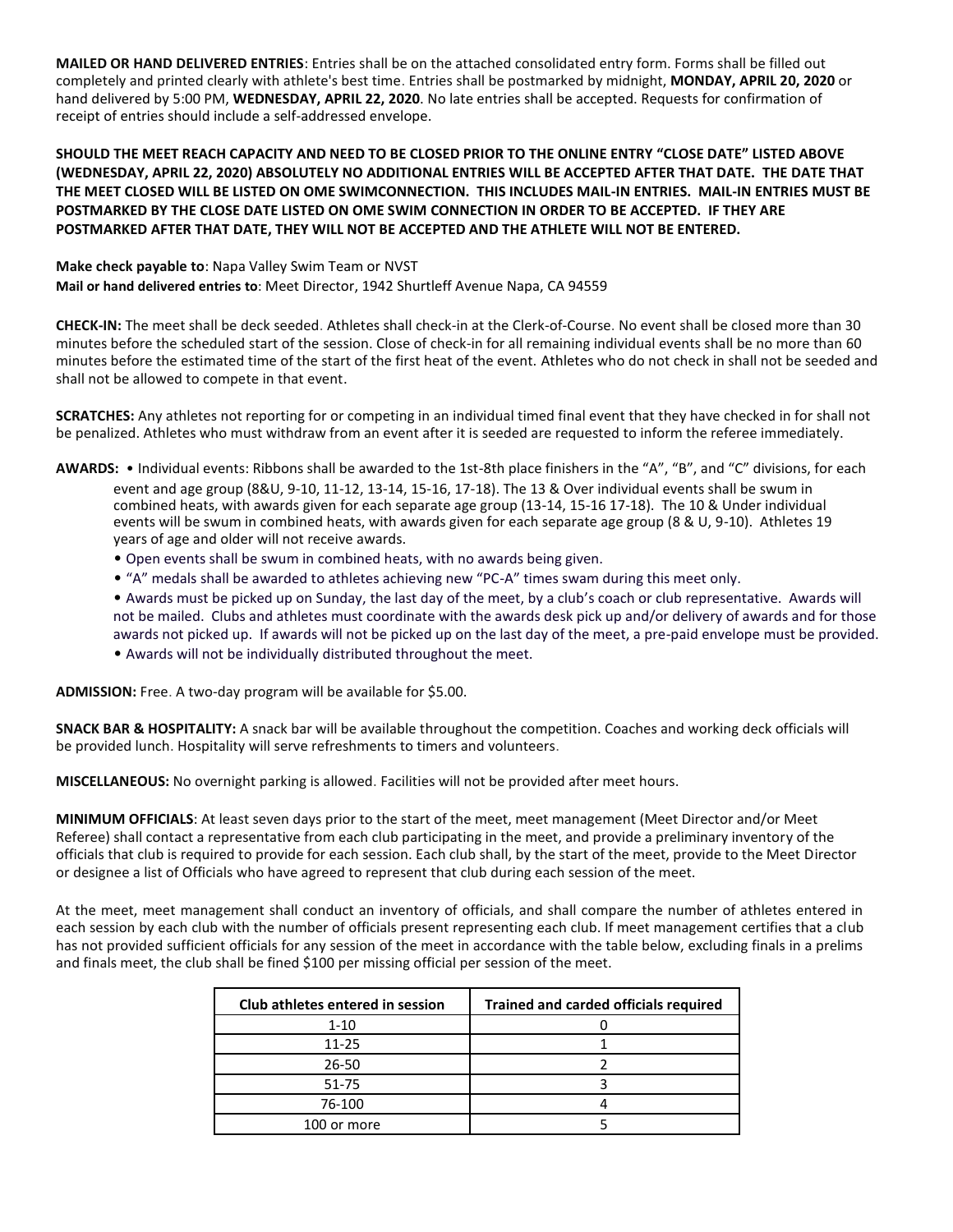**MAILED OR HAND DELIVERED ENTRIES**: Entries shall be on the attached consolidated entry form. Forms shall be filled out completely and printed clearly with athlete's best time. Entries shall be postmarked by midnight, **MONDAY, APRIL 20, 2020** or hand delivered by 5:00 PM, **WEDNESDAY, APRIL 22, 2020**. No late entries shall be accepted. Requests for confirmation of receipt of entries should include a self-addressed envelope.

**SHOULD THE MEET REACH CAPACITY AND NEED TO BE CLOSED PRIOR TO THE ONLINE ENTRY "CLOSE DATE" LISTED ABOVE (WEDNESDAY, APRIL 22, 2020) ABSOLUTELY NO ADDITIONAL ENTRIES WILL BE ACCEPTED AFTER THAT DATE. THE DATE THAT THE MEET CLOSED WILL BE LISTED ON OME SWIMCONNECTION. THIS INCLUDES MAIL-IN ENTRIES. MAIL-IN ENTRIES MUST BE POSTMARKED BY THE CLOSE DATE LISTED ON OME SWIM CONNECTION IN ORDER TO BE ACCEPTED. IF THEY ARE POSTMARKED AFTER THAT DATE, THEY WILL NOT BE ACCEPTED AND THE ATHLETE WILL NOT BE ENTERED.**

**Make check payable to**: Napa Valley Swim Team or NVST
**Mail or hand delivered entries to**: Meet Director, 1942 Shurtleff Avenue Napa, CA 94559

**CHECK-IN:** The meet shall be deck seeded. Athletes shall check-in at the Clerk-of-Course. No event shall be closed more than 30 minutes before the scheduled start of the session. Close of check-in for all remaining individual events shall be no more than 60 minutes before the estimated time of the start of the first heat of the event. Athletes who do not check in shall not be seeded and shall not be allowed to compete in that event.

**SCRATCHES:** Any athletes not reporting for or competing in an individual timed final event that they have checked in for shall not be penalized. Athletes who must withdraw from an event after it is seeded are requested to inform the referee immediately.

**AWARDS:**
- Individual events: Ribbons shall be awarded to the 1st-8th place finishers in the "A", "B", and "C" divisions, for each event and age group (8&U, 9-10, 11-12, 13-14, 15-16, 17-18). The 13 & Over individual events shall be swum in combined heats, with awards given for each separate age group (13-14, 15-16 17-18). The 10 & Under individual events will be swum in combined heats, with awards given for each separate age group (8 & U, 9-10). Athletes 19 years of age and older will not receive awards.
- Open events shall be swum in combined heats, with no awards being given.
- "A" medals shall be awarded to athletes achieving new "PC-A" times swam during this meet only.
- Awards must be picked up on Sunday, the last day of the meet, by a club's coach or club representative. Awards will not be mailed. Clubs and athletes must coordinate with the awards desk pick up and/or delivery of awards and for those awards not picked up. If awards will not be picked up on the last day of the meet, a pre-paid envelope must be provided.
- Awards will not be individually distributed throughout the meet.

**ADMISSION:** Free. A two-day program will be available for $5.00.

**SNACK BAR & HOSPITALITY:** A snack bar will be available throughout the competition. Coaches and working deck officials will be provided lunch. Hospitality will serve refreshments to timers and volunteers.

**MISCELLANEOUS:** No overnight parking is allowed. Facilities will not be provided after meet hours.

**MINIMUM OFFICIALS**: At least seven days prior to the start of the meet, meet management (Meet Director and/or Meet Referee) shall contact a representative from each club participating in the meet, and provide a preliminary inventory of the officials that club is required to provide for each session. Each club shall, by the start of the meet, provide to the Meet Director or designee a list of Officials who have agreed to represent that club during each session of the meet.

At the meet, meet management shall conduct an inventory of officials, and shall compare the number of athletes entered in each session by each club with the number of officials present representing each club. If meet management certifies that a club has not provided sufficient officials for any session of the meet in accordance with the table below, excluding finals in a prelims and finals meet, the club shall be fined $100 per missing official per session of the meet.

| Club athletes entered in session | Trained and carded officials required |
| --- | --- |
| 1-10 | 0 |
| 11-25 | 1 |
| 26-50 | 2 |
| 51-75 | 3 |
| 76-100 | 4 |
| 100 or more | 5 |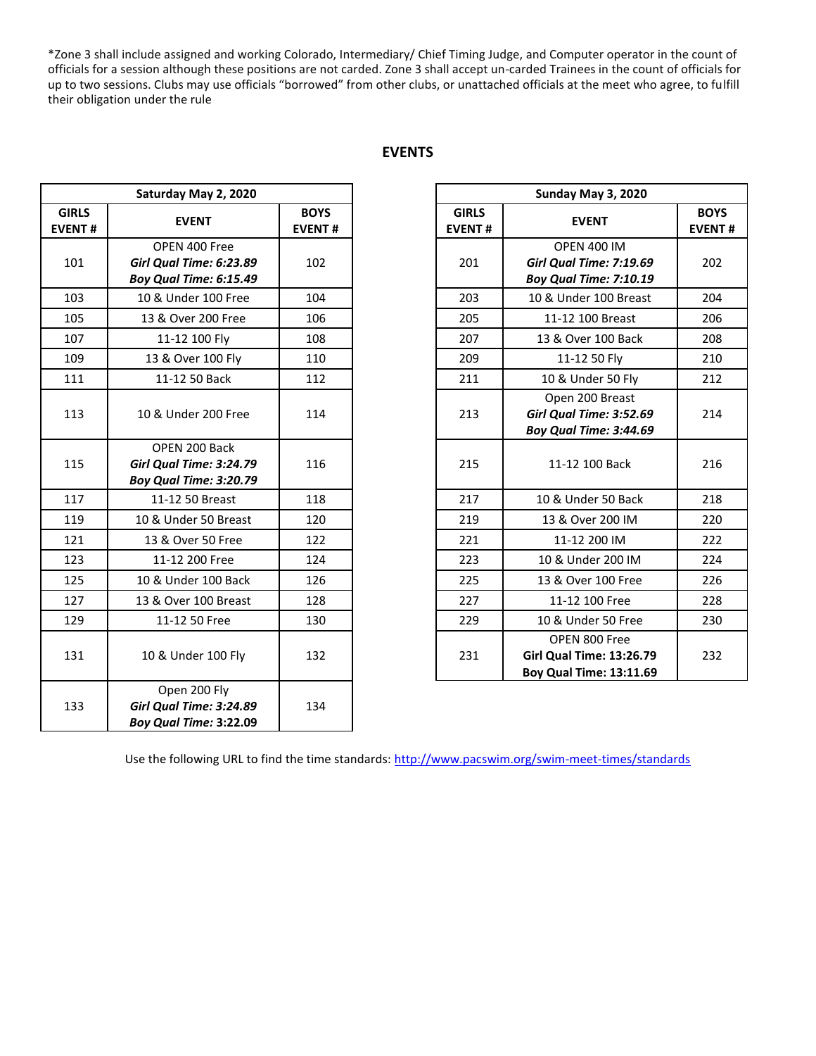*Zone 3 shall include assigned and working Colorado, Intermediary/ Chief Timing Judge, and Computer operator in the count of officials for a session although these positions are not carded. Zone 3 shall accept un-carded Trainees in the count of officials for up to two sessions. Clubs may use officials "borrowed" from other clubs, or unattached officials at the meet who agree, to fulfill their obligation under the rule

## EVENTS

| Saturday May 2, 2020 | | |
|---|---|---|
| **GIRLS EVENT #** | **EVENT** | **BOYS EVENT #** |
| 101 | OPEN 400 Free<br>***Girl Qual Time: 6:23.89***<br>***Boy Qual Time: 6:15.49*** | 102 |
| 103 | 10 & Under 100 Free | 104 |
| 105 | 13 & Over 200 Free | 106 |
| 107 | 11-12 100 Fly | 108 |
| 109 | 13 & Over 100 Fly | 110 |
| 111 | 11-12 50 Back | 112 |
| 113 | 10 & Under 200 Free | 114 |
| 115 | OPEN 200 Back<br>***Girl Qual Time: 3:24.79***<br>***Boy Qual Time: 3:20.79*** | 116 |
| 117 | 11-12 50 Breast | 118 |
| 119 | 10 & Under 50 Breast | 120 |
| 121 | 13 & Over 50 Free | 122 |
| 123 | 11-12 200 Free | 124 |
| 125 | 10 & Under 100 Back | 126 |
| 127 | 13 & Over 100 Breast | 128 |
| 129 | 11-12 50 Free | 130 |
| 131 | 10 & Under 100 Fly | 132 |
| 133 | Open 200 Fly<br>***Girl Qual Time: 3:24.89***<br>***Boy Qual Time: 3:22.09*** | 134 |

| Sunday May 3, 2020 | | |
|---|---|---|
| **GIRLS EVENT #** | **EVENT** | **BOYS EVENT #** |
| 201 | OPEN 400 IM<br>***Girl Qual Time: 7:19.69***<br>***Boy Qual Time: 7:10.19*** | 202 |
| 203 | 10 & Under 100 Breast | 204 |
| 205 | 11-12 100 Breast | 206 |
| 207 | 13 & Over 100 Back | 208 |
| 209 | 11-12 50 Fly | 210 |
| 211 | 10 & Under 50 Fly | 212 |
| 213 | Open 200 Breast<br>***Girl Qual Time: 3:52.69***<br>***Boy Qual Time: 3:44.69*** | 214 |
| 215 | 11-12 100 Back | 216 |
| 217 | 10 & Under 50 Back | 218 |
| 219 | 13 & Over 200 IM | 220 |
| 221 | 11-12 200 IM | 222 |
| 223 | 10 & Under 200 IM | 224 |
| 225 | 13 & Over 100 Free | 226 |
| 227 | 11-12 100 Free | 228 |
| 229 | 10 & Under 50 Free | 230 |
| 231 | OPEN 800 Free<br>**Girl Qual Time: 13:26.79**<br>**Boy Qual Time: 13:11.69** | 232 |

Use the following URL to find the time standards: http://www.pacswim.org/swim-meet-times/standards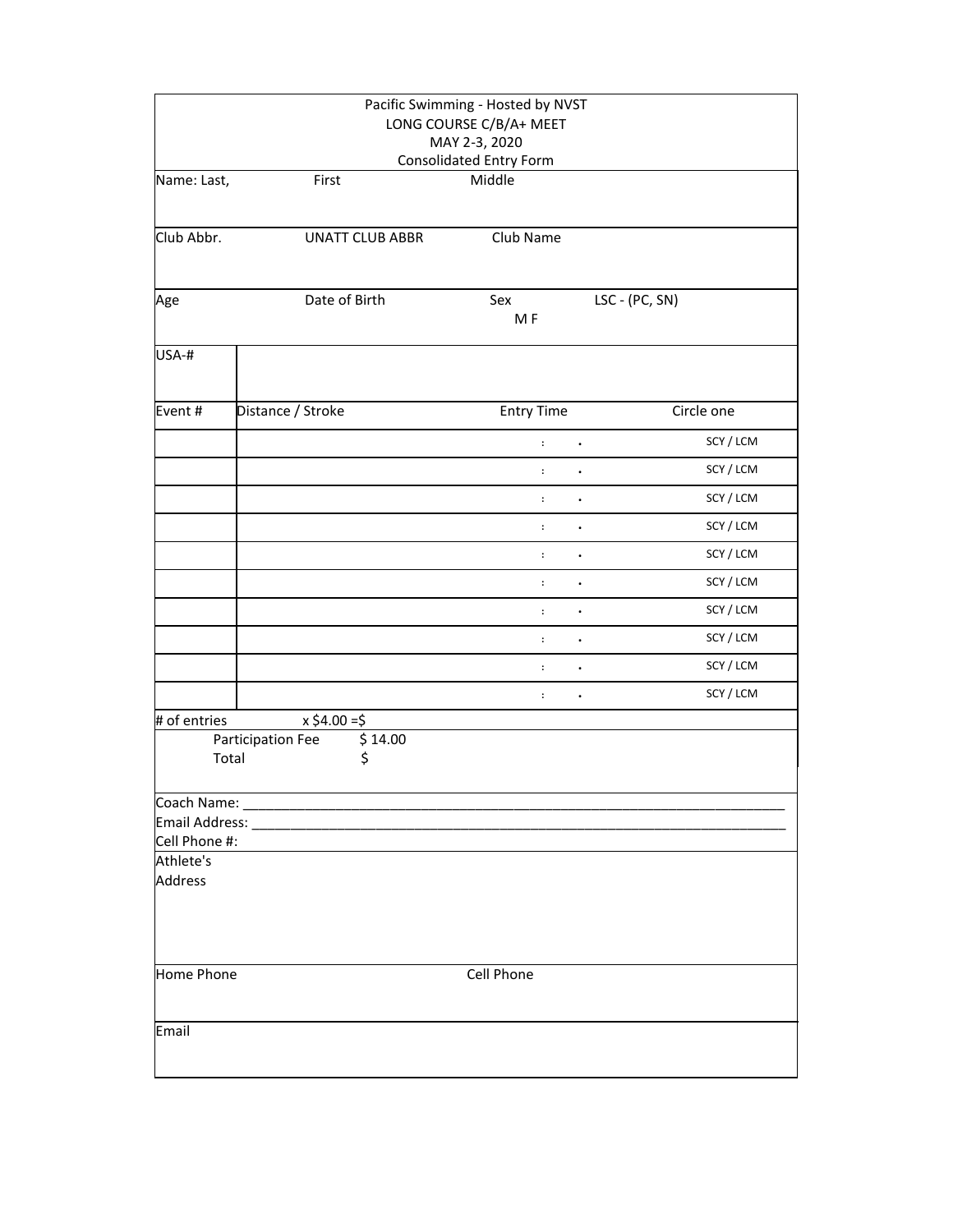Pacific Swimming - Hosted by NVST
LONG COURSE C/B/A+ MEET
MAY 2-3, 2020
Consolidated Entry Form

| Name: Last, | First | Middle | |
|---|---|---|---|
| | | | |

| Club Abbr. | UNATT CLUB ABBR | Club Name |
|---|---|---|
| | | |

| Age | Date of Birth | Sex M F | LSC - (PC, SN) |
|---|---|---|---|
| | | | |

| USA-# | |
|---|---|

| Event # | Distance / Stroke | Entry Time | Circle one |
|---|---|---|---|
| | | : . | SCY / LCM |
| | | : . | SCY / LCM |
| | | : . | SCY / LCM |
| | | : . | SCY / LCM |
| | | : . | SCY / LCM |
| | | : . | SCY / LCM |
| | | : . | SCY / LCM |
| | | : . | SCY / LCM |
| | | : . | SCY / LCM |
| | | : . | SCY / LCM |

# of entries x $4.00 =$

Participation Fee $ 14.00

Total $

Coach Name: ______________________________________________

Email Address: ______________________________________________

Cell Phone #:

Athlete's Address

| Home Phone | Cell Phone |
|---|---|
| | |

Email